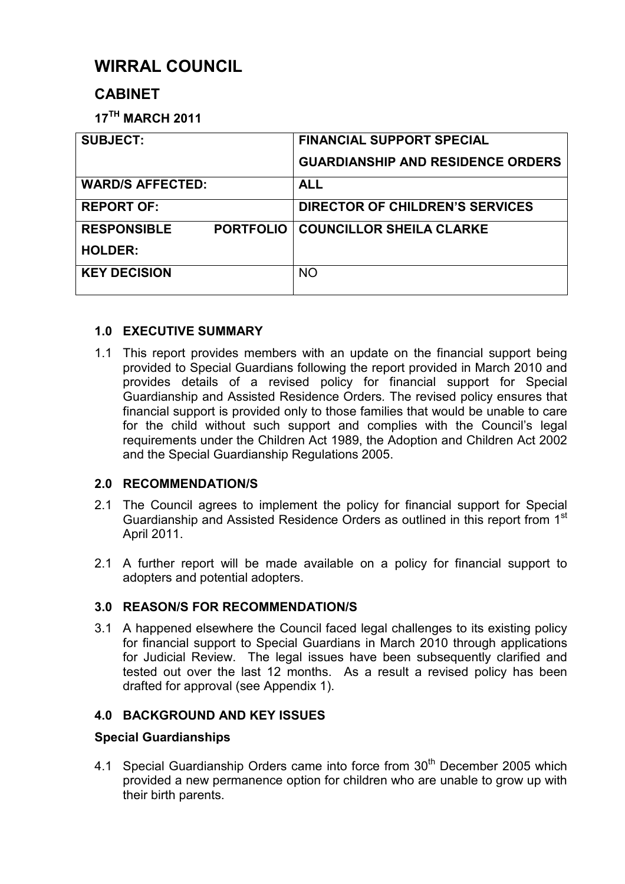# WIRRAL COUNCIL

## CABINET

### 17TH MARCH 2011

| SUBJECT: | FINANCIAL SUPPORT SPECIAL GUARDIANSHIP AND RESIDENCE ORDERS |
|---|---|
| WARD/S AFFECTED: | ALL |
| REPORT OF: | DIRECTOR OF CHILDREN'S SERVICES |
| RESPONSIBLE PORTFOLIO HOLDER: | COUNCILLOR SHEILA CLARKE |
| KEY DECISION | NO |

### 1.0 EXECUTIVE SUMMARY

1.1 This report provides members with an update on the financial support being provided to Special Guardians following the report provided in March 2010 and provides details of a revised policy for financial support for Special Guardianship and Assisted Residence Orders. The revised policy ensures that financial support is provided only to those families that would be unable to care for the child without such support and complies with the Council's legal requirements under the Children Act 1989, the Adoption and Children Act 2002 and the Special Guardianship Regulations 2005.

### 2.0 RECOMMENDATION/S

2.1 The Council agrees to implement the policy for financial support for Special Guardianship and Assisted Residence Orders as outlined in this report from 1st April 2011.

2.1 A further report will be made available on a policy for financial support to adopters and potential adopters.

### 3.0 REASON/S FOR RECOMMENDATION/S

3.1 A happened elsewhere the Council faced legal challenges to its existing policy for financial support to Special Guardians in March 2010 through applications for Judicial Review. The legal issues have been subsequently clarified and tested out over the last 12 months. As a result a revised policy has been drafted for approval (see Appendix 1).

### 4.0 BACKGROUND AND KEY ISSUES

**Special Guardianships**

4.1 Special Guardianship Orders came into force from 30th December 2005 which provided a new permanence option for children who are unable to grow up with their birth parents.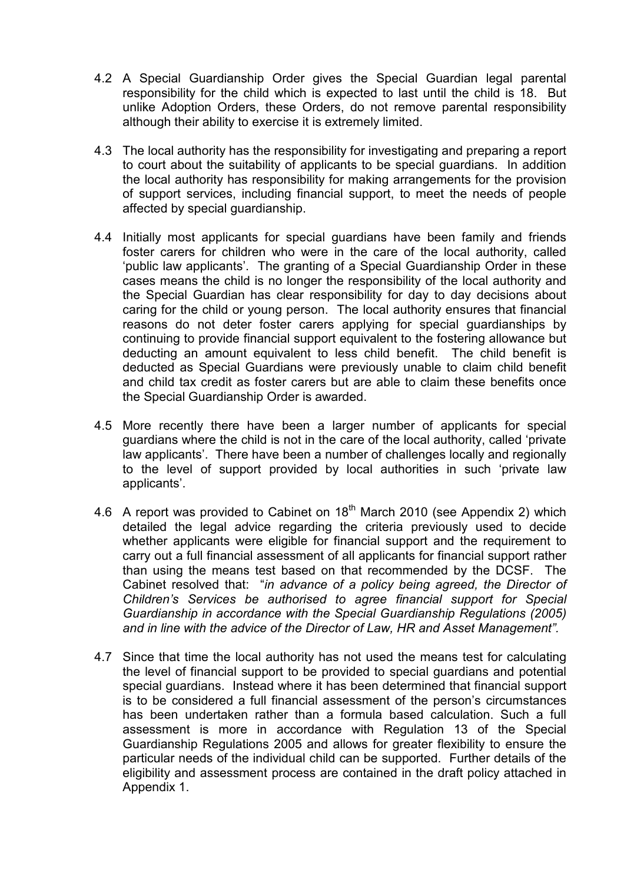4.2 A Special Guardianship Order gives the Special Guardian legal parental responsibility for the child which is expected to last until the child is 18. But unlike Adoption Orders, these Orders, do not remove parental responsibility although their ability to exercise it is extremely limited.

4.3 The local authority has the responsibility for investigating and preparing a report to court about the suitability of applicants to be special guardians. In addition the local authority has responsibility for making arrangements for the provision of support services, including financial support, to meet the needs of people affected by special guardianship.

4.4 Initially most applicants for special guardians have been family and friends foster carers for children who were in the care of the local authority, called 'public law applicants'. The granting of a Special Guardianship Order in these cases means the child is no longer the responsibility of the local authority and the Special Guardian has clear responsibility for day to day decisions about caring for the child or young person. The local authority ensures that financial reasons do not deter foster carers applying for special guardianships by continuing to provide financial support equivalent to the fostering allowance but deducting an amount equivalent to less child benefit. The child benefit is deducted as Special Guardians were previously unable to claim child benefit and child tax credit as foster carers but are able to claim these benefits once the Special Guardianship Order is awarded.

4.5 More recently there have been a larger number of applicants for special guardians where the child is not in the care of the local authority, called 'private law applicants'. There have been a number of challenges locally and regionally to the level of support provided by local authorities in such 'private law applicants'.

4.6 A report was provided to Cabinet on 18th March 2010 (see Appendix 2) which detailed the legal advice regarding the criteria previously used to decide whether applicants were eligible for financial support and the requirement to carry out a full financial assessment of all applicants for financial support rather than using the means test based on that recommended by the DCSF. The Cabinet resolved that: "*in advance of a policy being agreed, the Director of Children's Services be authorised to agree financial support for Special Guardianship in accordance with the Special Guardianship Regulations (2005) and in line with the advice of the Director of Law, HR and Asset Management".*

4.7 Since that time the local authority has not used the means test for calculating the level of financial support to be provided to special guardians and potential special guardians. Instead where it has been determined that financial support is to be considered a full financial assessment of the person's circumstances has been undertaken rather than a formula based calculation. Such a full assessment is more in accordance with Regulation 13 of the Special Guardianship Regulations 2005 and allows for greater flexibility to ensure the particular needs of the individual child can be supported. Further details of the eligibility and assessment process are contained in the draft policy attached in Appendix 1.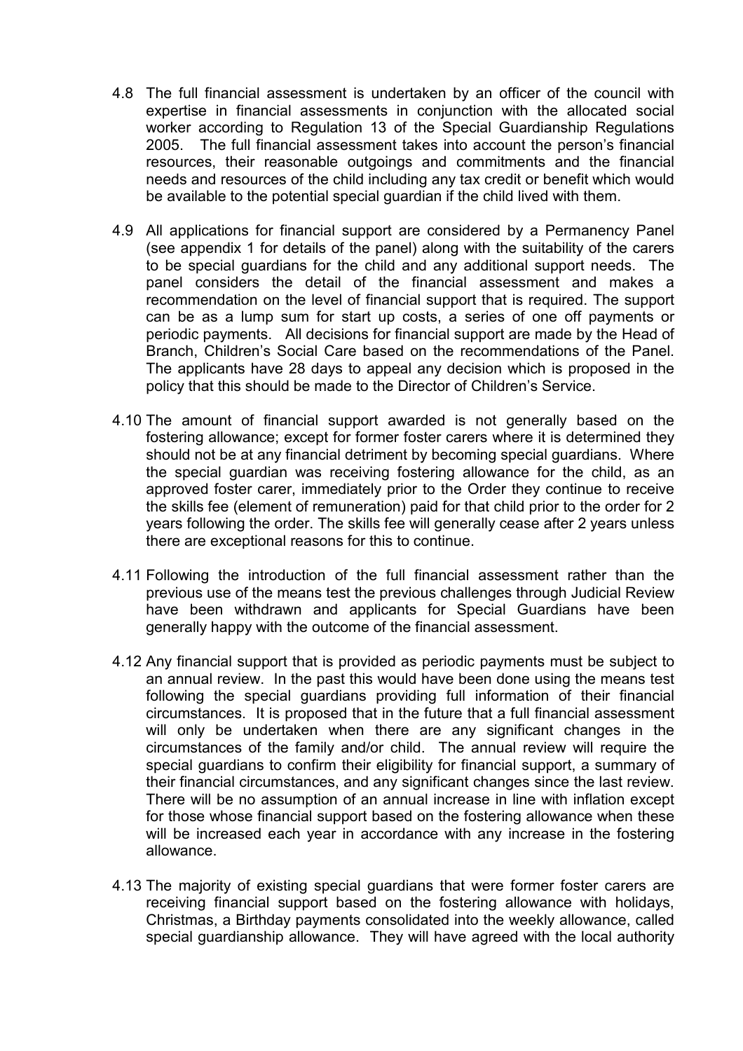4.8 The full financial assessment is undertaken by an officer of the council with expertise in financial assessments in conjunction with the allocated social worker according to Regulation 13 of the Special Guardianship Regulations 2005. The full financial assessment takes into account the person's financial resources, their reasonable outgoings and commitments and the financial needs and resources of the child including any tax credit or benefit which would be available to the potential special guardian if the child lived with them.

4.9 All applications for financial support are considered by a Permanency Panel (see appendix 1 for details of the panel) along with the suitability of the carers to be special guardians for the child and any additional support needs. The panel considers the detail of the financial assessment and makes a recommendation on the level of financial support that is required. The support can be as a lump sum for start up costs, a series of one off payments or periodic payments. All decisions for financial support are made by the Head of Branch, Children's Social Care based on the recommendations of the Panel. The applicants have 28 days to appeal any decision which is proposed in the policy that this should be made to the Director of Children's Service.

4.10 The amount of financial support awarded is not generally based on the fostering allowance; except for former foster carers where it is determined they should not be at any financial detriment by becoming special guardians. Where the special guardian was receiving fostering allowance for the child, as an approved foster carer, immediately prior to the Order they continue to receive the skills fee (element of remuneration) paid for that child prior to the order for 2 years following the order. The skills fee will generally cease after 2 years unless there are exceptional reasons for this to continue.

4.11 Following the introduction of the full financial assessment rather than the previous use of the means test the previous challenges through Judicial Review have been withdrawn and applicants for Special Guardians have been generally happy with the outcome of the financial assessment.

4.12 Any financial support that is provided as periodic payments must be subject to an annual review. In the past this would have been done using the means test following the special guardians providing full information of their financial circumstances. It is proposed that in the future that a full financial assessment will only be undertaken when there are any significant changes in the circumstances of the family and/or child. The annual review will require the special guardians to confirm their eligibility for financial support, a summary of their financial circumstances, and any significant changes since the last review. There will be no assumption of an annual increase in line with inflation except for those whose financial support based on the fostering allowance when these will be increased each year in accordance with any increase in the fostering allowance.

4.13 The majority of existing special guardians that were former foster carers are receiving financial support based on the fostering allowance with holidays, Christmas, a Birthday payments consolidated into the weekly allowance, called special guardianship allowance. They will have agreed with the local authority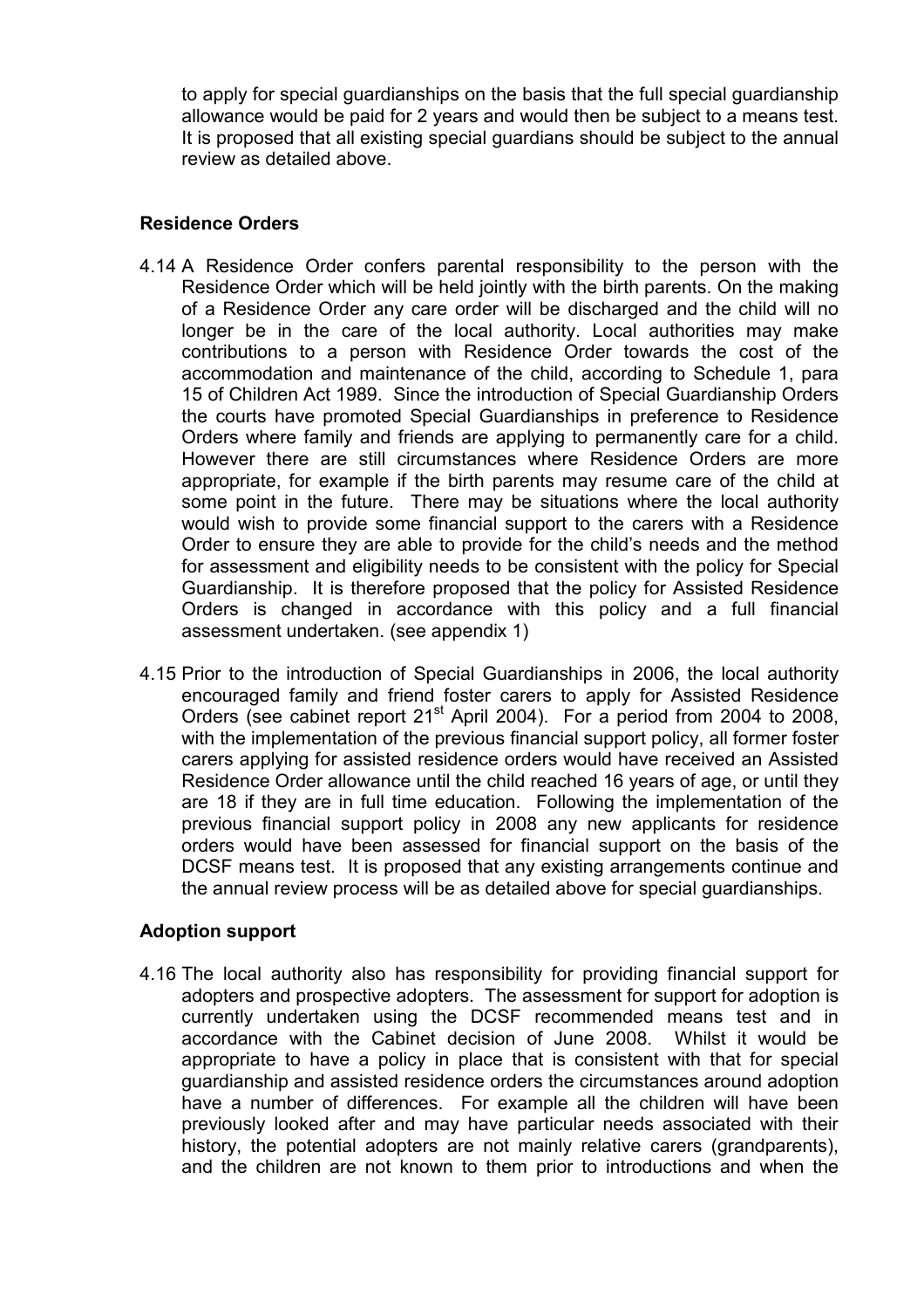to apply for special guardianships on the basis that the full special guardianship allowance would be paid for 2 years and would then be subject to a means test. It is proposed that all existing special guardians should be subject to the annual review as detailed above.

**Residence Orders**

4.14 A Residence Order confers parental responsibility to the person with the Residence Order which will be held jointly with the birth parents. On the making of a Residence Order any care order will be discharged and the child will no longer be in the care of the local authority. Local authorities may make contributions to a person with Residence Order towards the cost of the accommodation and maintenance of the child, according to Schedule 1, para 15 of Children Act 1989. Since the introduction of Special Guardianship Orders the courts have promoted Special Guardianships in preference to Residence Orders where family and friends are applying to permanently care for a child. However there are still circumstances where Residence Orders are more appropriate, for example if the birth parents may resume care of the child at some point in the future. There may be situations where the local authority would wish to provide some financial support to the carers with a Residence Order to ensure they are able to provide for the child's needs and the method for assessment and eligibility needs to be consistent with the policy for Special Guardianship. It is therefore proposed that the policy for Assisted Residence Orders is changed in accordance with this policy and a full financial assessment undertaken. (see appendix 1)

4.15 Prior to the introduction of Special Guardianships in 2006, the local authority encouraged family and friend foster carers to apply for Assisted Residence Orders (see cabinet report 21st April 2004). For a period from 2004 to 2008, with the implementation of the previous financial support policy, all former foster carers applying for assisted residence orders would have received an Assisted Residence Order allowance until the child reached 16 years of age, or until they are 18 if they are in full time education. Following the implementation of the previous financial support policy in 2008 any new applicants for residence orders would have been assessed for financial support on the basis of the DCSF means test. It is proposed that any existing arrangements continue and the annual review process will be as detailed above for special guardianships.

**Adoption support**

4.16 The local authority also has responsibility for providing financial support for adopters and prospective adopters. The assessment for support for adoption is currently undertaken using the DCSF recommended means test and in accordance with the Cabinet decision of June 2008. Whilst it would be appropriate to have a policy in place that is consistent with that for special guardianship and assisted residence orders the circumstances around adoption have a number of differences. For example all the children will have been previously looked after and may have particular needs associated with their history, the potential adopters are not mainly relative carers (grandparents), and the children are not known to them prior to introductions and when the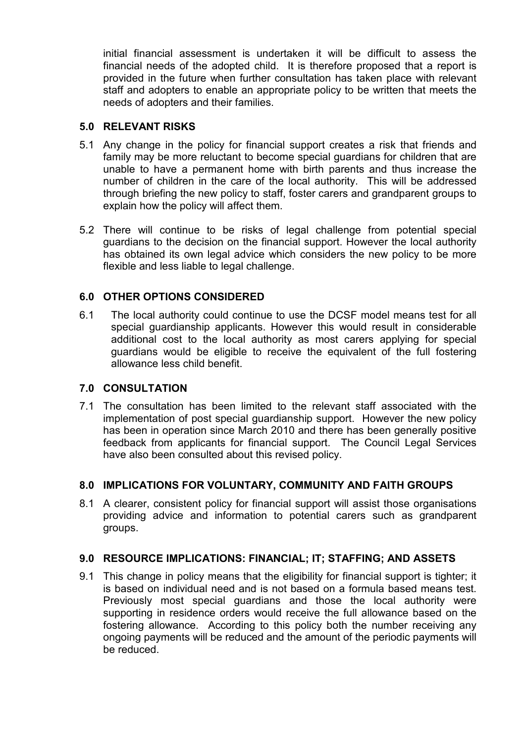initial financial assessment is undertaken it will be difficult to assess the financial needs of the adopted child. It is therefore proposed that a report is provided in the future when further consultation has taken place with relevant staff and adopters to enable an appropriate policy to be written that meets the needs of adopters and their families.

## 5.0 RELEVANT RISKS

5.1 Any change in the policy for financial support creates a risk that friends and family may be more reluctant to become special guardians for children that are unable to have a permanent home with birth parents and thus increase the number of children in the care of the local authority. This will be addressed through briefing the new policy to staff, foster carers and grandparent groups to explain how the policy will affect them.

5.2 There will continue to be risks of legal challenge from potential special guardians to the decision on the financial support. However the local authority has obtained its own legal advice which considers the new policy to be more flexible and less liable to legal challenge.

## 6.0 OTHER OPTIONS CONSIDERED

6.1 The local authority could continue to use the DCSF model means test for all special guardianship applicants. However this would result in considerable additional cost to the local authority as most carers applying for special guardians would be eligible to receive the equivalent of the full fostering allowance less child benefit.

## 7.0 CONSULTATION

7.1 The consultation has been limited to the relevant staff associated with the implementation of post special guardianship support. However the new policy has been in operation since March 2010 and there has been generally positive feedback from applicants for financial support. The Council Legal Services have also been consulted about this revised policy.

## 8.0 IMPLICATIONS FOR VOLUNTARY, COMMUNITY AND FAITH GROUPS

8.1 A clearer, consistent policy for financial support will assist those organisations providing advice and information to potential carers such as grandparent groups.

## 9.0 RESOURCE IMPLICATIONS: FINANCIAL; IT; STAFFING; AND ASSETS

9.1 This change in policy means that the eligibility for financial support is tighter; it is based on individual need and is not based on a formula based means test. Previously most special guardians and those the local authority were supporting in residence orders would receive the full allowance based on the fostering allowance. According to this policy both the number receiving any ongoing payments will be reduced and the amount of the periodic payments will be reduced.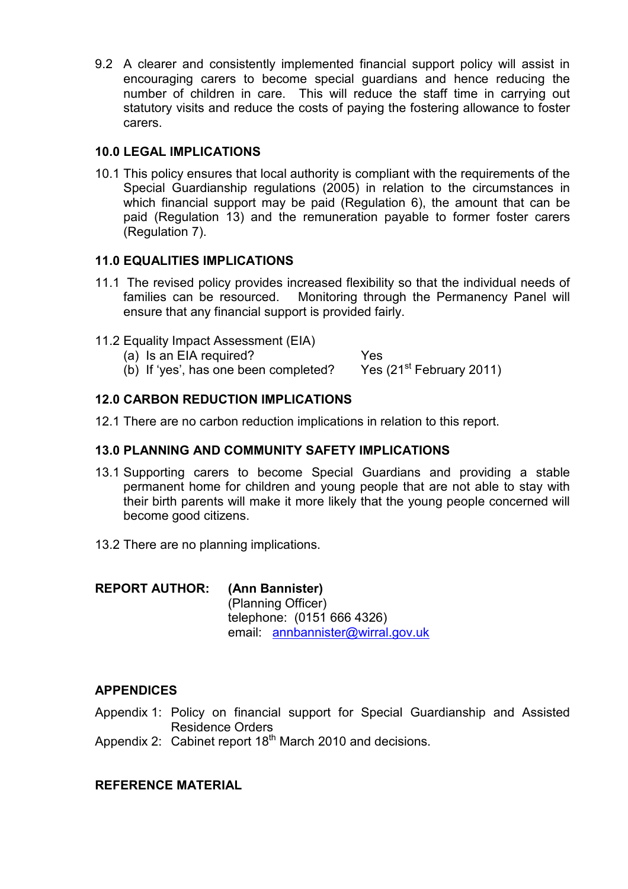9.2 A clearer and consistently implemented financial support policy will assist in encouraging carers to become special guardians and hence reducing the number of children in care. This will reduce the staff time in carrying out statutory visits and reduce the costs of paying the fostering allowance to foster carers.

## 10.0 LEGAL IMPLICATIONS

10.1 This policy ensures that local authority is compliant with the requirements of the Special Guardianship regulations (2005) in relation to the circumstances in which financial support may be paid (Regulation 6), the amount that can be paid (Regulation 13) and the remuneration payable to former foster carers (Regulation 7).

## 11.0 EQUALITIES IMPLICATIONS

11.1 The revised policy provides increased flexibility so that the individual needs of families can be resourced. Monitoring through the Permanency Panel will ensure that any financial support is provided fairly.

11.2 Equality Impact Assessment (EIA)

| | |
|---|---|
| (a) Is an EIA required? | Yes |
| (b) If 'yes', has one been completed? | Yes (21st February 2011) |

## 12.0 CARBON REDUCTION IMPLICATIONS

12.1 There are no carbon reduction implications in relation to this report.

## 13.0 PLANNING AND COMMUNITY SAFETY IMPLICATIONS

13.1 Supporting carers to become Special Guardians and providing a stable permanent home for children and young people that are not able to stay with their birth parents will make it more likely that the young people concerned will become good citizens.

13.2 There are no planning implications.

**REPORT AUTHOR:** **(Ann Bannister)**
(Planning Officer)
telephone: (0151 666 4326)
email: annbannister@wirral.gov.uk

## APPENDICES

Appendix 1: Policy on financial support for Special Guardianship and Assisted Residence Orders
Appendix 2: Cabinet report 18th March 2010 and decisions.

## REFERENCE MATERIAL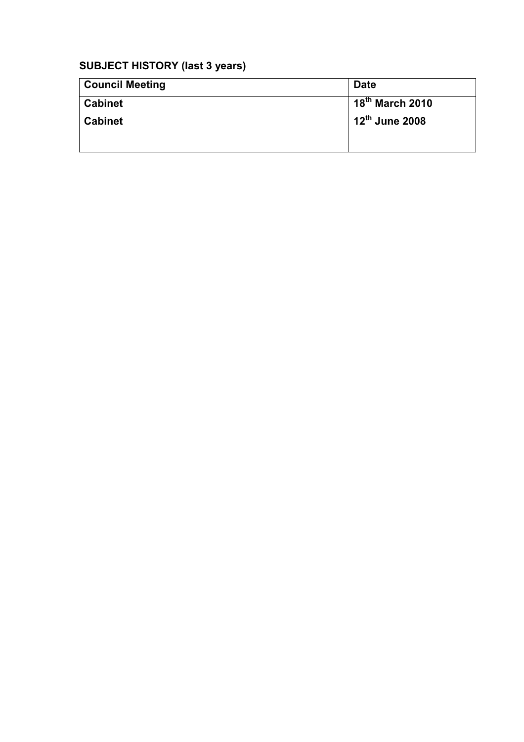## SUBJECT HISTORY (last 3 years)

| Council Meeting | Date |
| --- | --- |
| **Cabinet** | **18th March 2010** |
| **Cabinet** | **12th June 2008** |